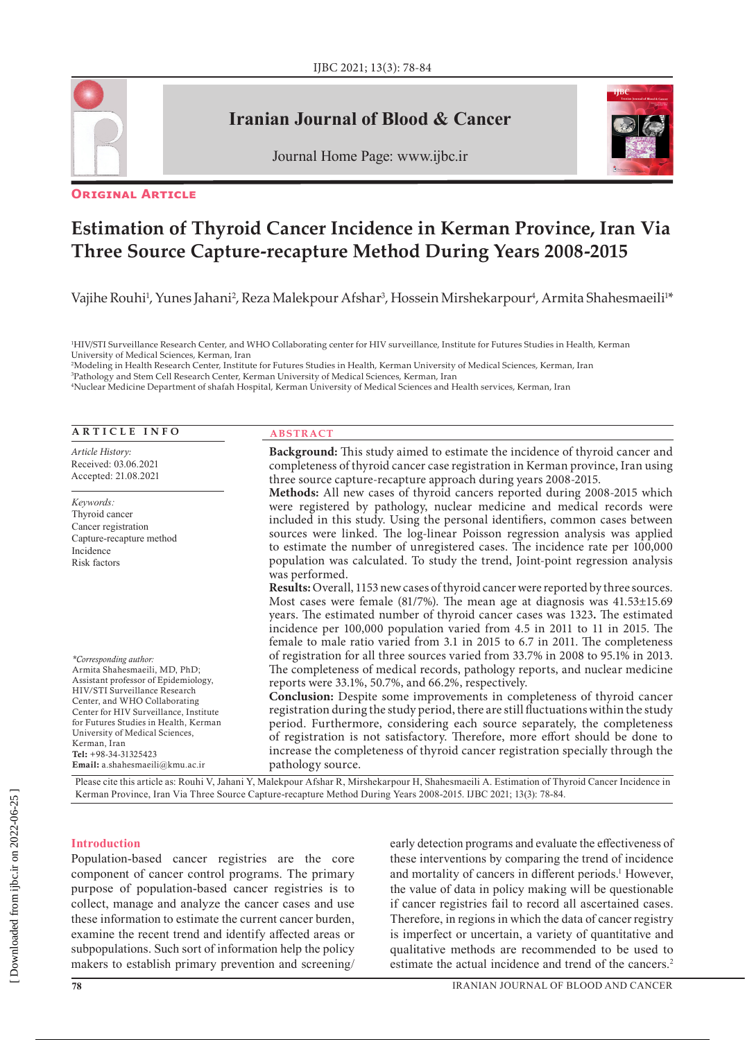ORIGINAL ARTICLE

# Estimation of Thyroid Cancer Incidence in Kerman Province, Iran Via Three Source Capture-recapture Method During Years 2008-2015

Vajihe Rouhi[1], Yunes Jahani[2], Reza Malekpour Afshar[3], Hossein Mirshekarpour[4], Armita Shahesmaeili[1]*

[1]HIV/STI Surveillance Research Center, and WHO Collaborating center for HIV surveillance, Institute for Futures Studies in Health, Kerman University of Medical Sciences, Kerman, Iran
[2]Modeling in Health Research Center, Institute for Futures Studies in Health, Kerman University of Medical Sciences, Kerman, Iran
[3]Pathology and Stem Cell Research Center, Kerman University of Medical Sciences, Kerman, Iran
[4]Nuclear Medicine Department of shafah Hospital, Kerman University of Medical Sciences and Health services, Kerman, Iran

## ARTICLE INFO

*Article History:*
Received: 03.06.2021
Accepted: 21.08.2021

*Keywords:*
Thyroid cancer
Cancer registration
Capture-recapture method
Incidence
Risk factors

*\*Corresponding author:*
Armita Shahesmaeili, MD, PhD;
Assistant professor of Epidemiology,
HIV/STI Surveillance Research Center, and WHO Collaborating Center for HIV Surveillance, Institute for Futures Studies in Health, Kerman University of Medical Sciences, Kerman, Iran
**Tel:** +98-34-31325423
**Email:** a.shahesmaeili@kmu.ac.ir

## ABSTRACT

**Background:** This study aimed to estimate the incidence of thyroid cancer and completeness of thyroid cancer case registration in Kerman province, Iran using three source capture-recapture approach during years 2008-2015.

**Methods:** All new cases of thyroid cancers reported during 2008-2015 which were registered by pathology, nuclear medicine and medical records were included in this study. Using the personal identifiers, common cases between sources were linked. The log-linear Poisson regression analysis was applied to estimate the number of unregistered cases. The incidence rate per 100,000 population was calculated. To study the trend, Joint-point regression analysis was performed.

**Results:** Overall, 1153 new cases of thyroid cancer were reported by three sources. Most cases were female (81/7%). The mean age at diagnosis was 41.53±15.69 years. The estimated number of thyroid cancer cases was 1323**.** The estimated incidence per 100,000 population varied from 4.5 in 2011 to 11 in 2015. The female to male ratio varied from 3.1 in 2015 to 6.7 in 2011. The completeness of registration for all three sources varied from 33.7% in 2008 to 95.1% in 2013. The completeness of medical records, pathology reports, and nuclear medicine reports were 33.1%, 50.7%, and 66.2%, respectively.

**Conclusion:** Despite some improvements in completeness of thyroid cancer registration during the study period, there are still fluctuations within the study period. Furthermore, considering each source separately, the completeness of registration is not satisfactory. Therefore, more effort should be done to increase the completeness of thyroid cancer registration specially through the pathology source.

Please cite this article as: Rouhi V, Jahani Y, Malekpour Afshar R, Mirshekarpour H, Shahesmaeili A. Estimation of Thyroid Cancer Incidence in Kerman Province, Iran Via Three Source Capture-recapture Method During Years 2008-2015. IJBC 2021; 13(3): 78-84.

## Introduction

Population-based cancer registries are the core component of cancer control programs. The primary purpose of population-based cancer registries is to collect, manage and analyze the cancer cases and use these information to estimate the current cancer burden, examine the recent trend and identify affected areas or subpopulations. Such sort of information help the policy makers to establish primary prevention and screening/early detection programs and evaluate the effectiveness of these interventions by comparing the trend of incidence and mortality of cancers in different periods.[1] However, the value of data in policy making will be questionable if cancer registries fail to record all ascertained cases. Therefore, in regions in which the data of cancer registry is imperfect or uncertain, a variety of quantitative and qualitative methods are recommended to be used to estimate the actual incidence and trend of the cancers.[2]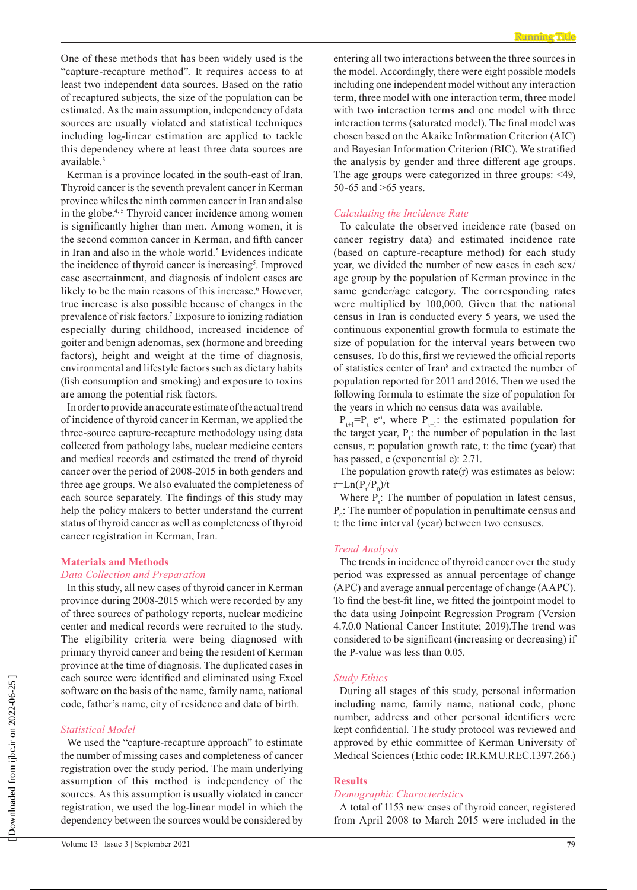One of these methods that has been widely used is the "capture-recapture method". It requires access to at least two independent data sources. Based on the ratio of recaptured subjects, the size of the population can be estimated. As the main assumption, independency of data sources are usually violated and statistical techniques including log-linear estimation are applied to tackle this dependency where at least three data sources are available.[3]

Kerman is a province located in the south-east of Iran. Thyroid cancer is the seventh prevalent cancer in Kerman province whiles the ninth common cancer in Iran and also in the globe.[4, 5] Thyroid cancer incidence among women is significantly higher than men. Among women, it is the second common cancer in Kerman, and fifth cancer in Iran and also in the whole world.[5] Evidences indicate the incidence of thyroid cancer is increasing[5]. Improved case ascertainment, and diagnosis of indolent cases are likely to be the main reasons of this increase.[6] However, true increase is also possible because of changes in the prevalence of risk factors.[7] Exposure to ionizing radiation especially during childhood, increased incidence of goiter and benign adenomas, sex (hormone and breeding factors), height and weight at the time of diagnosis, environmental and lifestyle factors such as dietary habits (fish consumption and smoking) and exposure to toxins are among the potential risk factors.

In order to provide an accurate estimate of the actual trend of incidence of thyroid cancer in Kerman, we applied the three-source capture-recapture methodology using data collected from pathology labs, nuclear medicine centers and medical records and estimated the trend of thyroid cancer over the period of 2008-2015 in both genders and three age groups. We also evaluated the completeness of each source separately. The findings of this study may help the policy makers to better understand the current status of thyroid cancer as well as completeness of thyroid cancer registration in Kerman, Iran.

## Materials and Methods

### *Data Collection and Preparation*

In this study, all new cases of thyroid cancer in Kerman province during 2008-2015 which were recorded by any of three sources of pathology reports, nuclear medicine center and medical records were recruited to the study. The eligibility criteria were being diagnosed with primary thyroid cancer and being the resident of Kerman province at the time of diagnosis. The duplicated cases in each source were identified and eliminated using Excel software on the basis of the name, family name, national code, father's name, city of residence and date of birth.

### *Statistical Model*

We used the "capture-recapture approach" to estimate the number of missing cases and completeness of cancer registration over the study period. The main underlying assumption of this method is independency of the sources. As this assumption is usually violated in cancer registration, we used the log-linear model in which the dependency between the sources would be considered by entering all two interactions between the three sources in the model. Accordingly, there were eight possible models including one independent model without any interaction term, three model with one interaction term, three model with two interaction terms and one model with three interaction terms (saturated model). The final model was chosen based on the Akaike Information Criterion (AIC) and Bayesian Information Criterion (BIC). We stratified the analysis by gender and three different age groups. The age groups were categorized in three groups: <49, 50-65 and >65 years.

### *Calculating the Incidence Rate*

To calculate the observed incidence rate (based on cancer registry data) and estimated incidence rate (based on capture-recapture method) for each study year, we divided the number of new cases in each sex/age group by the population of Kerman province in the same gender/age category. The corresponding rates were multiplied by 100,000. Given that the national census in Iran is conducted every 5 years, we used the continuous exponential growth formula to estimate the size of population for the interval years between two censuses. To do this, first we reviewed the official reports of statistics center of Iran[8] and extracted the number of population reported for 2011 and 2016. Then we used the following formula to estimate the size of population for the years in which no census data was available.

$P_{t+1}=P_t\ e^{rt}$, where $P_{t+1}$: the estimated population for the target year, $P_t$: the number of population in the last census, r: population growth rate, t: the time (year) that has passed, e (exponential e): 2.71.

The population growth rate(r) was estimates as below: $r=\mathrm{Ln}(P_t/P_0)/t$

Where $P_t$: The number of population in latest census, $P_0$: The number of population in penultimate census and t: the time interval (year) between two censuses.

### *Trend Analysis*

The trends in incidence of thyroid cancer over the study period was expressed as annual percentage of change (APC) and average annual percentage of change (AAPC). To find the best-fit line, we fitted the jointpoint model to the data using Joinpoint Regression Program (Version 4.7.0.0 National Cancer Institute; 2019).The trend was considered to be significant (increasing or decreasing) if the P-value was less than 0.05.

### *Study Ethics*

During all stages of this study, personal information including name, family name, national code, phone number, address and other personal identifiers were kept confidential. The study protocol was reviewed and approved by ethic committee of Kerman University of Medical Sciences (Ethic code: IR.KMU.REC.1397.266.)

## Results

### *Demographic Characteristics*

A total of 1153 new cases of thyroid cancer, registered from April 2008 to March 2015 were included in the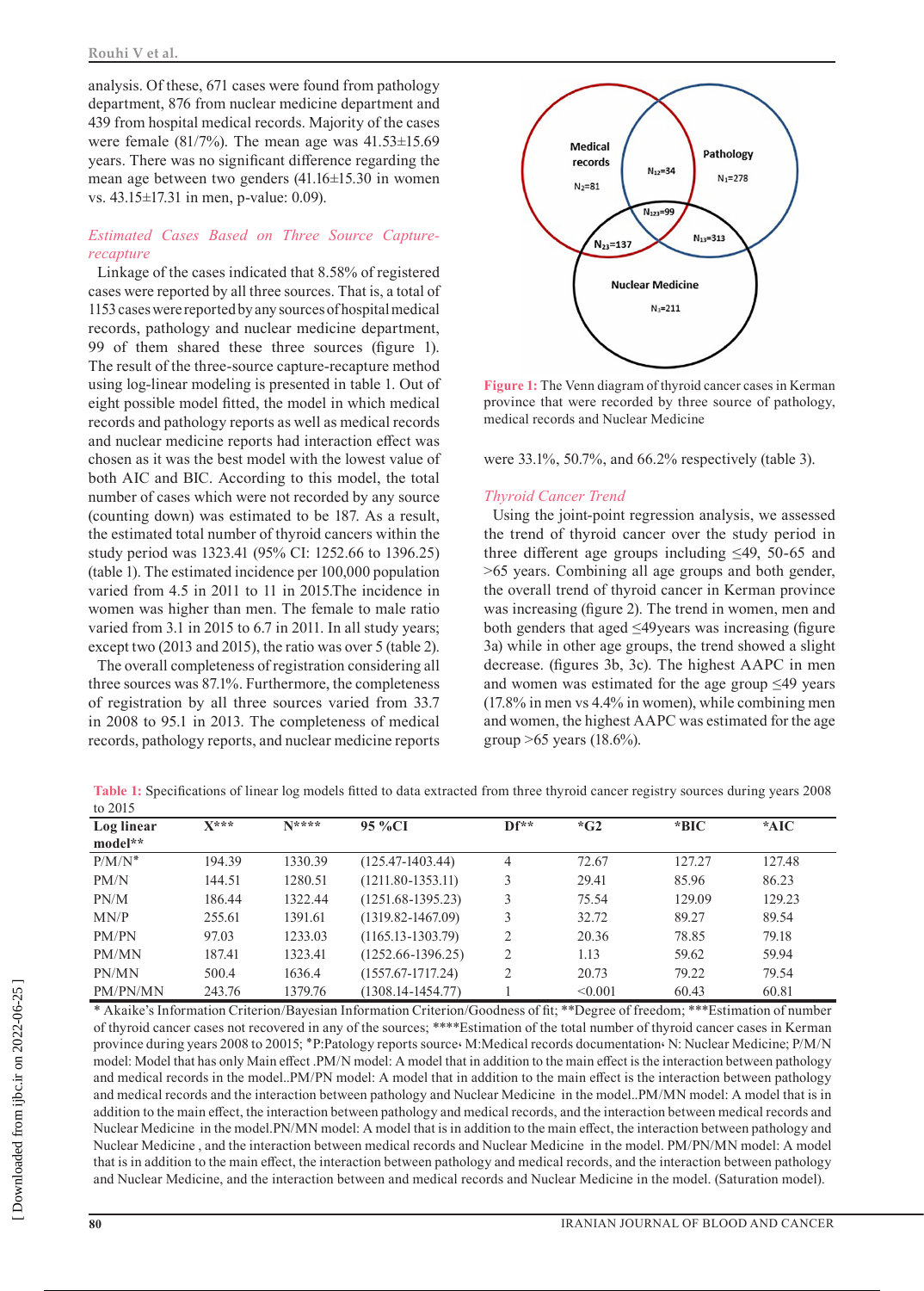analysis. Of these, 671 cases were found from pathology department, 876 from nuclear medicine department and 439 from hospital medical records. Majority of the cases were female (81/7%). The mean age was 41.53±15.69 years. There was no significant difference regarding the mean age between two genders (41.16±15.30 in women vs. 43.15±17.31 in men, p-value: 0.09).

### *Estimated Cases Based on Three Source Capture-recapture*

Linkage of the cases indicated that 8.58% of registered cases were reported by all three sources. That is, a total of 1153 cases were reported by any sources of hospital medical records, pathology and nuclear medicine department, 99 of them shared these three sources (figure 1). The result of the three-source capture-recapture method using log-linear modeling is presented in table 1. Out of eight possible model fitted, the model in which medical records and pathology reports as well as medical records and nuclear medicine reports had interaction effect was chosen as it was the best model with the lowest value of both AIC and BIC. According to this model, the total number of cases which were not recorded by any source (counting down) was estimated to be 187. As a result, the estimated total number of thyroid cancers within the study period was 1323.41 (95% CI: 1252.66 to 1396.25) (table 1). The estimated incidence per 100,000 population varied from 4.5 in 2011 to 11 in 2015.The incidence in women was higher than men. The female to male ratio varied from 3.1 in 2015 to 6.7 in 2011. In all study years; except two (2013 and 2015), the ratio was over 5 (table 2).

The overall completeness of registration considering all three sources was 87.1%. Furthermore, the completeness of registration by all three sources varied from 33.7 in 2008 to 95.1 in 2013. The completeness of medical records, pathology reports, and nuclear medicine reports were 33.1%, 50.7%, and 66.2% respectively (table 3).

Medical records $N_2$=81 | Pathology $N_1$=278 | Nuclear Medicine $N_3$=211 | $N_{12}$=34 | $N_{123}$=99 | $N_{23}$=137 | $N_{13}$=313

**Figure 1:** The Venn diagram of thyroid cancer cases in Kerman province that were recorded by three source of pathology, medical records and Nuclear Medicine

### *Thyroid Cancer Trend*

Using the joint-point regression analysis, we assessed the trend of thyroid cancer over the study period in three different age groups including ≤49, 50-65 and >65 years. Combining all age groups and both gender, the overall trend of thyroid cancer in Kerman province was increasing (figure 2). The trend in women, men and both genders that aged ≤49years was increasing (figure 3a) while in other age groups, the trend showed a slight decrease. (figures 3b, 3c). The highest AAPC in men and women was estimated for the age group ≤49 years (17.8% in men vs 4.4% in women), while combining men and women, the highest AAPC was estimated for the age group >65 years (18.6%).

**Table 1:** Specifications of linear log models fitted to data extracted from three thyroid cancer registry sources during years 2008 to 2015

| Log linear model** | X*** | N**** | 95 %CI | Df** | *G2 | *BIC | *AIC |
|---|---|---|---|---|---|---|---|
| P/M/N* | 194.39 | 1330.39 | (125.47-1403.44) | 4 | 72.67 | 127.27 | 127.48 |
| PM/N | 144.51 | 1280.51 | (1211.80-1353.11) | 3 | 29.41 | 85.96 | 86.23 |
| PN/M | 186.44 | 1322.44 | (1251.68-1395.23) | 3 | 75.54 | 129.09 | 129.23 |
| MN/P | 255.61 | 1391.61 | (1319.82-1467.09) | 3 | 32.72 | 89.27 | 89.54 |
| PM/PN | 97.03 | 1233.03 | (1165.13-1303.79) | 2 | 20.36 | 78.85 | 79.18 |
| PM/MN | 187.41 | 1323.41 | (1252.66-1396.25) | 2 | 1.13 | 59.62 | 59.94 |
| PN/MN | 500.4 | 1636.4 | (1557.67-1717.24) | 2 | 20.73 | 79.22 | 79.54 |
| PM/PN/MN | 243.76 | 1379.76 | (1308.14-1454.77) | 1 | <0.001 | 60.43 | 60.81 |

\* Akaike's Information Criterion/Bayesian Information Criterion/Goodness of fit; **Degree of freedom; ***Estimation of number of thyroid cancer cases not recovered in any of the sources; ****Estimation of the total number of thyroid cancer cases in Kerman province during years 2008 to 20015; *P:Patology reports source، M:Medical records documentation، N: Nuclear Medicine; P/M/N model: Model that has only Main effect .PM/N model: A model that in addition to the main effect is the interaction between pathology and medical records in the model..PM/PN model: A model that in addition to the main effect is the interaction between pathology and medical records and the interaction between pathology and Nuclear Medicine in the model..PM/MN model: A model that is in addition to the main effect, the interaction between pathology and medical records, and the interaction between medical records and Nuclear Medicine in the model.PN/MN model: A model that is in addition to the main effect, the interaction between pathology and Nuclear Medicine , and the interaction between medical records and Nuclear Medicine in the model. PM/PN/MN model: A model that is in addition to the main effect, the interaction between pathology and medical records, and the interaction between pathology and Nuclear Medicine, and the interaction between and medical records and Nuclear Medicine in the model. (Saturation model).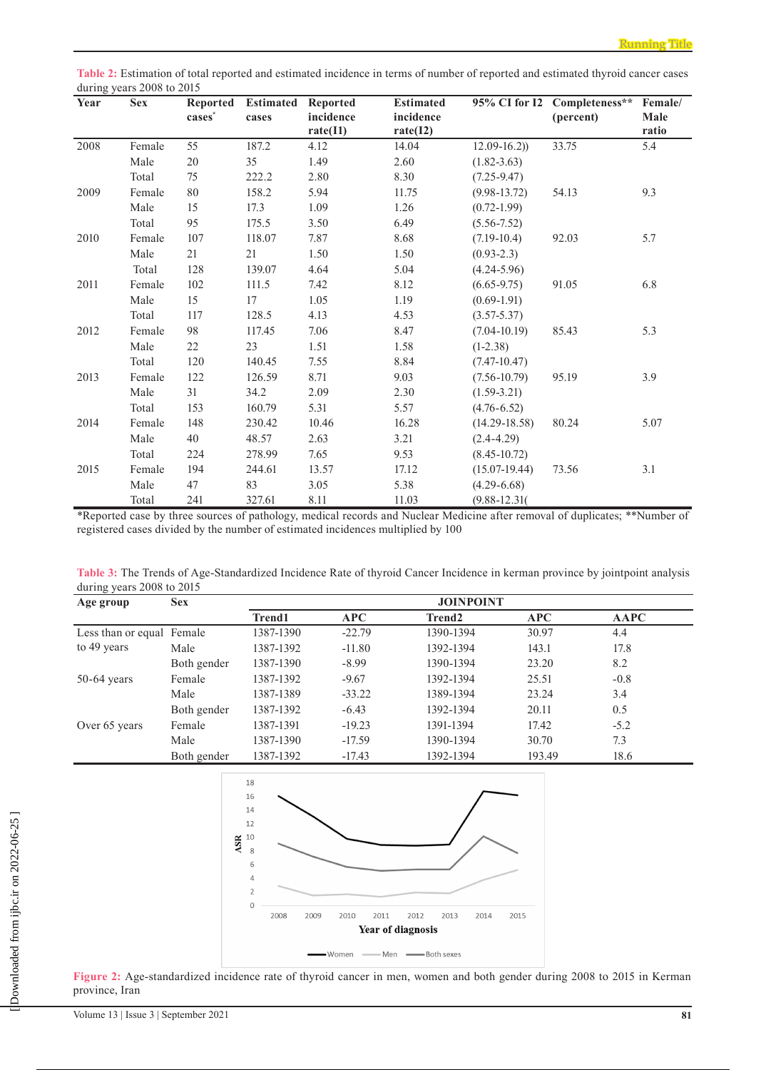Table 2: Estimation of total reported and estimated incidence in terms of number of reported and estimated thyroid cancer cases during years 2008 to 2015

| Year | Sex | Reported cases* | Estimated cases | Reported incidence rate(I1) | Estimated incidence rate(I2) | 95% CI for I2 | Completeness** (percent) | Female/Male ratio |
|---|---|---|---|---|---|---|---|---|
| 2008 | Female | 55 | 187.2 | 4.12 | 14.04 | 12.09-16.2)) | 33.75 | 5.4 |
| | Male | 20 | 35 | 1.49 | 2.60 | (1.82-3.63) | | |
| | Total | 75 | 222.2 | 2.80 | 8.30 | (7.25-9.47) | | |
| 2009 | Female | 80 | 158.2 | 5.94 | 11.75 | (9.98-13.72) | 54.13 | 9.3 |
| | Male | 15 | 17.3 | 1.09 | 1.26 | (0.72-1.99) | | |
| | Total | 95 | 175.5 | 3.50 | 6.49 | (5.56-7.52) | | |
| 2010 | Female | 107 | 118.07 | 7.87 | 8.68 | (7.19-10.4) | 92.03 | 5.7 |
| | Male | 21 | 21 | 1.50 | 1.50 | (0.93-2.3) | | |
| | Total | 128 | 139.07 | 4.64 | 5.04 | (4.24-5.96) | | |
| 2011 | Female | 102 | 111.5 | 7.42 | 8.12 | (6.65-9.75) | 91.05 | 6.8 |
| | Male | 15 | 17 | 1.05 | 1.19 | (0.69-1.91) | | |
| | Total | 117 | 128.5 | 4.13 | 4.53 | (3.57-5.37) | | |
| 2012 | Female | 98 | 117.45 | 7.06 | 8.47 | (7.04-10.19) | 85.43 | 5.3 |
| | Male | 22 | 23 | 1.51 | 1.58 | (1-2.38) | | |
| | Total | 120 | 140.45 | 7.55 | 8.84 | (7.47-10.47) | | |
| 2013 | Female | 122 | 126.59 | 8.71 | 9.03 | (7.56-10.79) | 95.19 | 3.9 |
| | Male | 31 | 34.2 | 2.09 | 2.30 | (1.59-3.21) | | |
| | Total | 153 | 160.79 | 5.31 | 5.57 | (4.76-6.52) | | |
| 2014 | Female | 148 | 230.42 | 10.46 | 16.28 | (14.29-18.58) | 80.24 | 5.07 |
| | Male | 40 | 48.57 | 2.63 | 3.21 | (2.4-4.29) | | |
| | Total | 224 | 278.99 | 7.65 | 9.53 | (8.45-10.72) | | |
| 2015 | Female | 194 | 244.61 | 13.57 | 17.12 | (15.07-19.44) | 73.56 | 3.1 |
| | Male | 47 | 83 | 3.05 | 5.38 | (4.29-6.68) | | |
| | Total | 241 | 327.61 | 8.11 | 11.03 | (9.88-12.31( | | |

*Reported case by three sources of pathology, medical records and Nuclear Medicine after removal of duplicates; **Number of registered cases divided by the number of estimated incidences multiplied by 100

Table 3: The Trends of Age-Standardized Incidence Rate of thyroid Cancer Incidence in kerman province by jointpoint analysis during years 2008 to 2015

| Age group | Sex | JOINPOINT | | | | |
|---|---|---|---|---|---|---|
| | | Trend1 | APC | Trend2 | APC | AAPC |
| Less than or equal to 49 years | Female | 1387-1390 | -22.79 | 1390-1394 | 30.97 | 4.4 |
| | Male | 1387-1392 | -11.80 | 1392-1394 | 143.1 | 17.8 |
| | Both gender | 1387-1390 | -8.99 | 1390-1394 | 23.20 | 8.2 |
| 50-64 years | Female | 1387-1392 | -9.67 | 1392-1394 | 25.51 | -0.8 |
| | Male | 1387-1389 | -33.22 | 1389-1394 | 23.24 | 3.4 |
| | Both gender | 1387-1392 | -6.43 | 1392-1394 | 20.11 | 0.5 |
| Over 65 years | Female | 1387-1391 | -19.23 | 1391-1394 | 17.42 | -5.2 |
| | Male | 1387-1390 | -17.59 | 1390-1394 | 30.70 | 7.3 |
| | Both gender | 1387-1392 | -17.43 | 1392-1394 | 193.49 | 18.6 |

Figure 2: Age-standardized incidence rate of thyroid cancer in men, women and both gender during 2008 to 2015 in Kerman province, Iran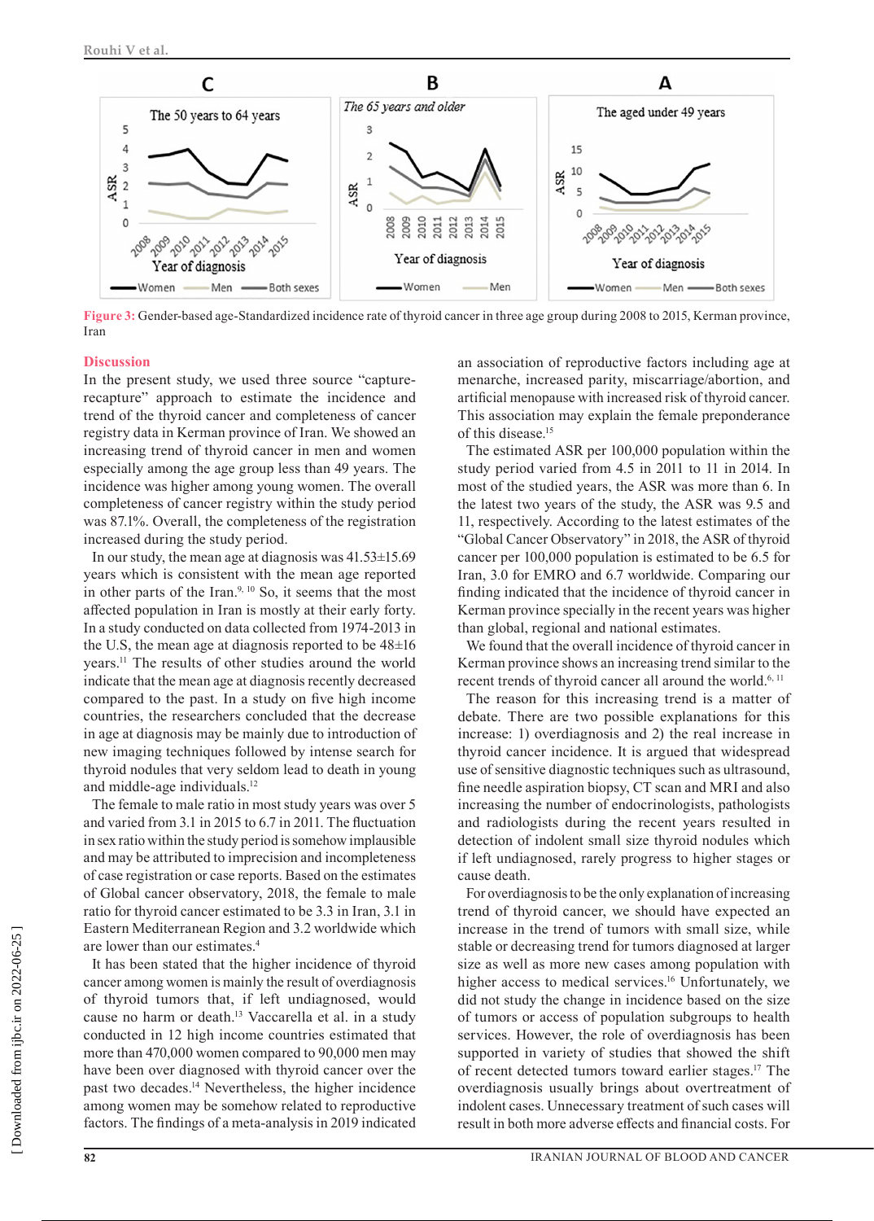Figure 3: Gender-based age-Standardized incidence rate of thyroid cancer in three age group during 2008 to 2015, Kerman province, Iran

## Discussion

In the present study, we used three source "capture-recapture" approach to estimate the incidence and trend of the thyroid cancer and completeness of cancer registry data in Kerman province of Iran. We showed an increasing trend of thyroid cancer in men and women especially among the age group less than 49 years. The incidence was higher among young women. The overall completeness of cancer registry within the study period was 87.1%. Overall, the completeness of the registration increased during the study period.

In our study, the mean age at diagnosis was 41.53±15.69 years which is consistent with the mean age reported in other parts of the Iran.[9, 10] So, it seems that the most affected population in Iran is mostly at their early forty. In a study conducted on data collected from 1974-2013 in the U.S, the mean age at diagnosis reported to be 48±16 years.[11] The results of other studies around the world indicate that the mean age at diagnosis recently decreased compared to the past. In a study on five high income countries, the researchers concluded that the decrease in age at diagnosis may be mainly due to introduction of new imaging techniques followed by intense search for thyroid nodules that very seldom lead to death in young and middle-age individuals.[12]

The female to male ratio in most study years was over 5 and varied from 3.1 in 2015 to 6.7 in 2011. The fluctuation in sex ratio within the study period is somehow implausible and may be attributed to imprecision and incompleteness of case registration or case reports. Based on the estimates of Global cancer observatory, 2018, the female to male ratio for thyroid cancer estimated to be 3.3 in Iran, 3.1 in Eastern Mediterranean Region and 3.2 worldwide which are lower than our estimates.[4]

It has been stated that the higher incidence of thyroid cancer among women is mainly the result of overdiagnosis of thyroid tumors that, if left undiagnosed, would cause no harm or death.[13] Vaccarella et al. in a study conducted in 12 high income countries estimated that more than 470,000 women compared to 90,000 men may have been over diagnosed with thyroid cancer over the past two decades.[14] Nevertheless, the higher incidence among women may be somehow related to reproductive factors. The findings of a meta-analysis in 2019 indicated an association of reproductive factors including age at menarche, increased parity, miscarriage/abortion, and artificial menopause with increased risk of thyroid cancer. This association may explain the female preponderance of this disease.[15]

The estimated ASR per 100,000 population within the study period varied from 4.5 in 2011 to 11 in 2014. In most of the studied years, the ASR was more than 6. In the latest two years of the study, the ASR was 9.5 and 11, respectively. According to the latest estimates of the "Global Cancer Observatory" in 2018, the ASR of thyroid cancer per 100,000 population is estimated to be 6.5 for Iran, 3.0 for EMRO and 6.7 worldwide. Comparing our finding indicated that the incidence of thyroid cancer in Kerman province specially in the recent years was higher than global, regional and national estimates.

We found that the overall incidence of thyroid cancer in Kerman province shows an increasing trend similar to the recent trends of thyroid cancer all around the world.[6, 11]

The reason for this increasing trend is a matter of debate. There are two possible explanations for this increase: 1) overdiagnosis and 2) the real increase in thyroid cancer incidence. It is argued that widespread use of sensitive diagnostic techniques such as ultrasound, fine needle aspiration biopsy, CT scan and MRI and also increasing the number of endocrinologists, pathologists and radiologists during the recent years resulted in detection of indolent small size thyroid nodules which if left undiagnosed, rarely progress to higher stages or cause death.

For overdiagnosis to be the only explanation of increasing trend of thyroid cancer, we should have expected an increase in the trend of tumors with small size, while stable or decreasing trend for tumors diagnosed at larger size as well as more new cases among population with higher access to medical services.[16] Unfortunately, we did not study the change in incidence based on the size of tumors or access of population subgroups to health services. However, the role of overdiagnosis has been supported in variety of studies that showed the shift of recent detected tumors toward earlier stages.[17] The overdiagnosis usually brings about overtreatment of indolent cases. Unnecessary treatment of such cases will result in both more adverse effects and financial costs. For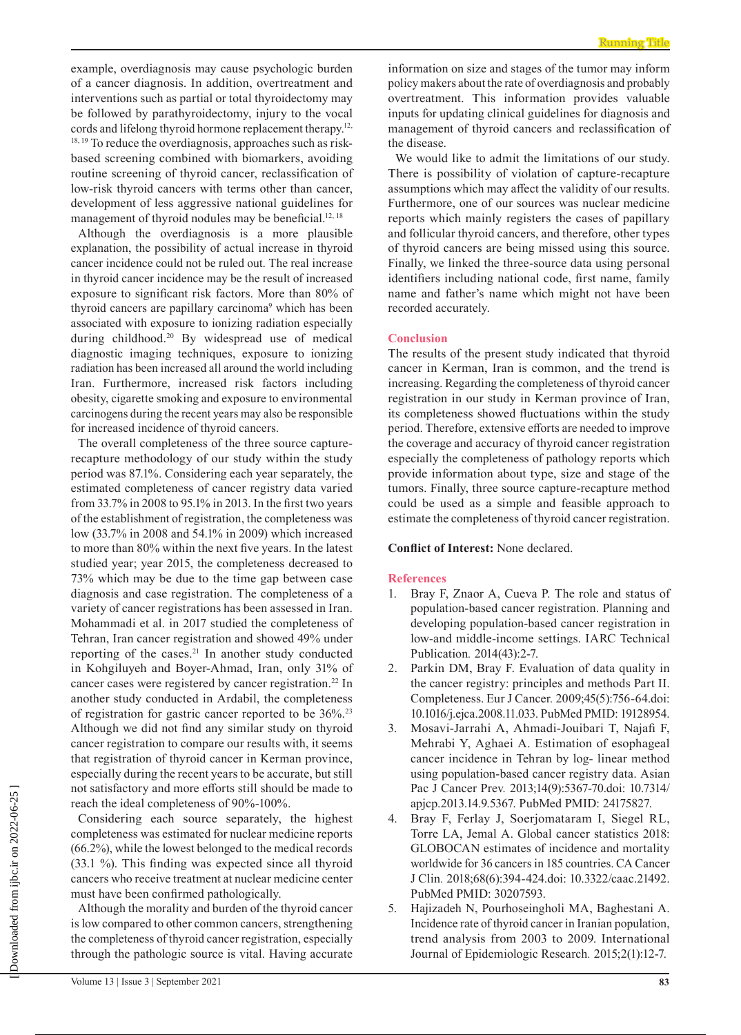example, overdiagnosis may cause psychologic burden of a cancer diagnosis. In addition, overtreatment and interventions such as partial or total thyroidectomy may be followed by parathyroidectomy, injury to the vocal cords and lifelong thyroid hormone replacement therapy.[12, 18, 19] To reduce the overdiagnosis, approaches such as risk-based screening combined with biomarkers, avoiding routine screening of thyroid cancer, reclassification of low-risk thyroid cancers with terms other than cancer, development of less aggressive national guidelines for management of thyroid nodules may be beneficial.[12, 18]

Although the overdiagnosis is a more plausible explanation, the possibility of actual increase in thyroid cancer incidence could not be ruled out. The real increase in thyroid cancer incidence may be the result of increased exposure to significant risk factors. More than 80% of thyroid cancers are papillary carcinoma[9] which has been associated with exposure to ionizing radiation especially during childhood.[20] By widespread use of medical diagnostic imaging techniques, exposure to ionizing radiation has been increased all around the world including Iran. Furthermore, increased risk factors including obesity, cigarette smoking and exposure to environmental carcinogens during the recent years may also be responsible for increased incidence of thyroid cancers.

The overall completeness of the three source capture-recapture methodology of our study within the study period was 87.1%. Considering each year separately, the estimated completeness of cancer registry data varied from 33.7% in 2008 to 95.1% in 2013. In the first two years of the establishment of registration, the completeness was low (33.7% in 2008 and 54.1% in 2009) which increased to more than 80% within the next five years. In the latest studied year; year 2015, the completeness decreased to 73% which may be due to the time gap between case diagnosis and case registration. The completeness of a variety of cancer registrations has been assessed in Iran. Mohammadi et al. in 2017 studied the completeness of Tehran, Iran cancer registration and showed 49% under reporting of the cases.[21] In another study conducted in Kohgiluyeh and Boyer-Ahmad, Iran, only 31% of cancer cases were registered by cancer registration.[22] In another study conducted in Ardabil, the completeness of registration for gastric cancer reported to be 36%.[23] Although we did not find any similar study on thyroid cancer registration to compare our results with, it seems that registration of thyroid cancer in Kerman province, especially during the recent years to be accurate, but still not satisfactory and more efforts still should be made to reach the ideal completeness of 90%-100%.

Considering each source separately, the highest completeness was estimated for nuclear medicine reports (66.2%), while the lowest belonged to the medical records (33.1 %). This finding was expected since all thyroid cancers who receive treatment at nuclear medicine center must have been confirmed pathologically.

Although the morality and burden of the thyroid cancer is low compared to other common cancers, strengthening the completeness of thyroid cancer registration, especially through the pathologic source is vital. Having accurate information on size and stages of the tumor may inform policy makers about the rate of overdiagnosis and probably overtreatment. This information provides valuable inputs for updating clinical guidelines for diagnosis and management of thyroid cancers and reclassification of the disease.

We would like to admit the limitations of our study. There is possibility of violation of capture-recapture assumptions which may affect the validity of our results. Furthermore, one of our sources was nuclear medicine reports which mainly registers the cases of papillary and follicular thyroid cancers, and therefore, other types of thyroid cancers are being missed using this source. Finally, we linked the three-source data using personal identifiers including national code, first name, family name and father's name which might not have been recorded accurately.

## Conclusion

The results of the present study indicated that thyroid cancer in Kerman, Iran is common, and the trend is increasing. Regarding the completeness of thyroid cancer registration in our study in Kerman province of Iran, its completeness showed fluctuations within the study period. Therefore, extensive efforts are needed to improve the coverage and accuracy of thyroid cancer registration especially the completeness of pathology reports which provide information about type, size and stage of the tumors. Finally, three source capture-recapture method could be used as a simple and feasible approach to estimate the completeness of thyroid cancer registration.

**Conflict of Interest:** None declared.

## References

1. Bray F, Znaor A, Cueva P. The role and status of population-based cancer registration. Planning and developing population-based cancer registration in low-and middle-income settings. IARC Technical Publication. 2014(43):2-7.
2. Parkin DM, Bray F. Evaluation of data quality in the cancer registry: principles and methods Part II. Completeness. Eur J Cancer. 2009;45(5):756-64.doi: 10.1016/j.ejca.2008.11.033. PubMed PMID: 19128954.
3. Mosavi-Jarrahi A, Ahmadi-Jouibari T, Najafi F, Mehrabi Y, Aghaei A. Estimation of esophageal cancer incidence in Tehran by log- linear method using population-based cancer registry data. Asian Pac J Cancer Prev. 2013;14(9):5367-70.doi: 10.7314/apjcp.2013.14.9.5367. PubMed PMID: 24175827.
4. Bray F, Ferlay J, Soerjomataram I, Siegel RL, Torre LA, Jemal A. Global cancer statistics 2018: GLOBOCAN estimates of incidence and mortality worldwide for 36 cancers in 185 countries. CA Cancer J Clin. 2018;68(6):394-424.doi: 10.3322/caac.21492. PubMed PMID: 30207593.
5. Hajizadeh N, Pourhoseingholi MA, Baghestani A. Incidence rate of thyroid cancer in Iranian population, trend analysis from 2003 to 2009. International Journal of Epidemiologic Research. 2015;2(1):12-7.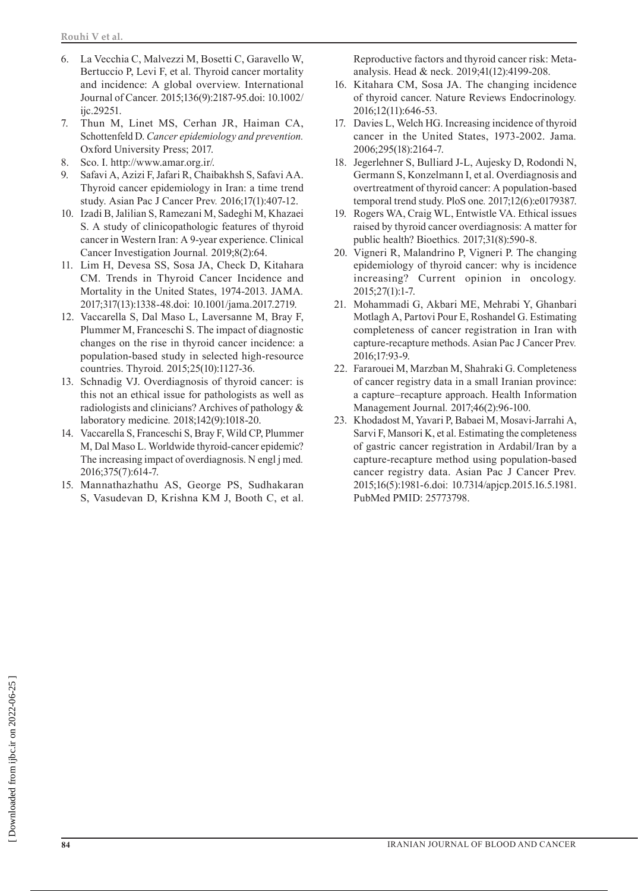6. La Vecchia C, Malvezzi M, Bosetti C, Garavello W, Bertuccio P, Levi F, et al. Thyroid cancer mortality and incidence: A global overview. International Journal of Cancer. 2015;136(9):2187-95.doi: 10.1002/ijc.29251.
7. Thun M, Linet MS, Cerhan JR, Haiman CA, Schottenfeld D. *Cancer epidemiology and prevention.* Oxford University Press; 2017.
8. Sco. I. http://www.amar.org.ir/.
9. Safavi A, Azizi F, Jafari R, Chaibakhsh S, Safavi AA. Thyroid cancer epidemiology in Iran: a time trend study. Asian Pac J Cancer Prev. 2016;17(1):407-12.
10. Izadi B, Jalilian S, Ramezani M, Sadeghi M, Khazaei S. A study of clinicopathologic features of thyroid cancer in Western Iran: A 9-year experience. Clinical Cancer Investigation Journal. 2019;8(2):64.
11. Lim H, Devesa SS, Sosa JA, Check D, Kitahara CM. Trends in Thyroid Cancer Incidence and Mortality in the United States, 1974-2013. JAMA. 2017;317(13):1338-48.doi: 10.1001/jama.2017.2719.
12. Vaccarella S, Dal Maso L, Laversanne M, Bray F, Plummer M, Franceschi S. The impact of diagnostic changes on the rise in thyroid cancer incidence: a population-based study in selected high-resource countries. Thyroid. 2015;25(10):1127-36.
13. Schnadig VJ. Overdiagnosis of thyroid cancer: is this not an ethical issue for pathologists as well as radiologists and clinicians? Archives of pathology & laboratory medicine. 2018;142(9):1018-20.
14. Vaccarella S, Franceschi S, Bray F, Wild CP, Plummer M, Dal Maso L. Worldwide thyroid-cancer epidemic? The increasing impact of overdiagnosis. N engl j med. 2016;375(7):614-7.
15. Mannathazhathu AS, George PS, Sudhakaran S, Vasudevan D, Krishna KM J, Booth C, et al. Reproductive factors and thyroid cancer risk: Meta-analysis. Head & neck. 2019;41(12):4199-208.
16. Kitahara CM, Sosa JA. The changing incidence of thyroid cancer. Nature Reviews Endocrinology. 2016;12(11):646-53.
17. Davies L, Welch HG. Increasing incidence of thyroid cancer in the United States, 1973-2002. Jama. 2006;295(18):2164-7.
18. Jegerlehner S, Bulliard J-L, Aujesky D, Rodondi N, Germann S, Konzelmann I, et al. Overdiagnosis and overtreatment of thyroid cancer: A population-based temporal trend study. PloS one. 2017;12(6):e0179387.
19. Rogers WA, Craig WL, Entwistle VA. Ethical issues raised by thyroid cancer overdiagnosis: A matter for public health? Bioethics. 2017;31(8):590-8.
20. Vigneri R, Malandrino P, Vigneri P. The changing epidemiology of thyroid cancer: why is incidence increasing? Current opinion in oncology. 2015;27(1):1-7.
21. Mohammadi G, Akbari ME, Mehrabi Y, Ghanbari Motlagh A, Partovi Pour E, Roshandel G. Estimating completeness of cancer registration in Iran with capture-recapture methods. Asian Pac J Cancer Prev. 2016;17:93-9.
22. Fararouei M, Marzban M, Shahraki G. Completeness of cancer registry data in a small Iranian province: a capture–recapture approach. Health Information Management Journal. 2017;46(2):96-100.
23. Khodadost M, Yavari P, Babaei M, Mosavi-Jarrahi A, Sarvi F, Mansori K, et al. Estimating the completeness of gastric cancer registration in Ardabil/Iran by a capture-recapture method using population-based cancer registry data. Asian Pac J Cancer Prev. 2015;16(5):1981-6.doi: 10.7314/apjcp.2015.16.5.1981. PubMed PMID: 25773798.